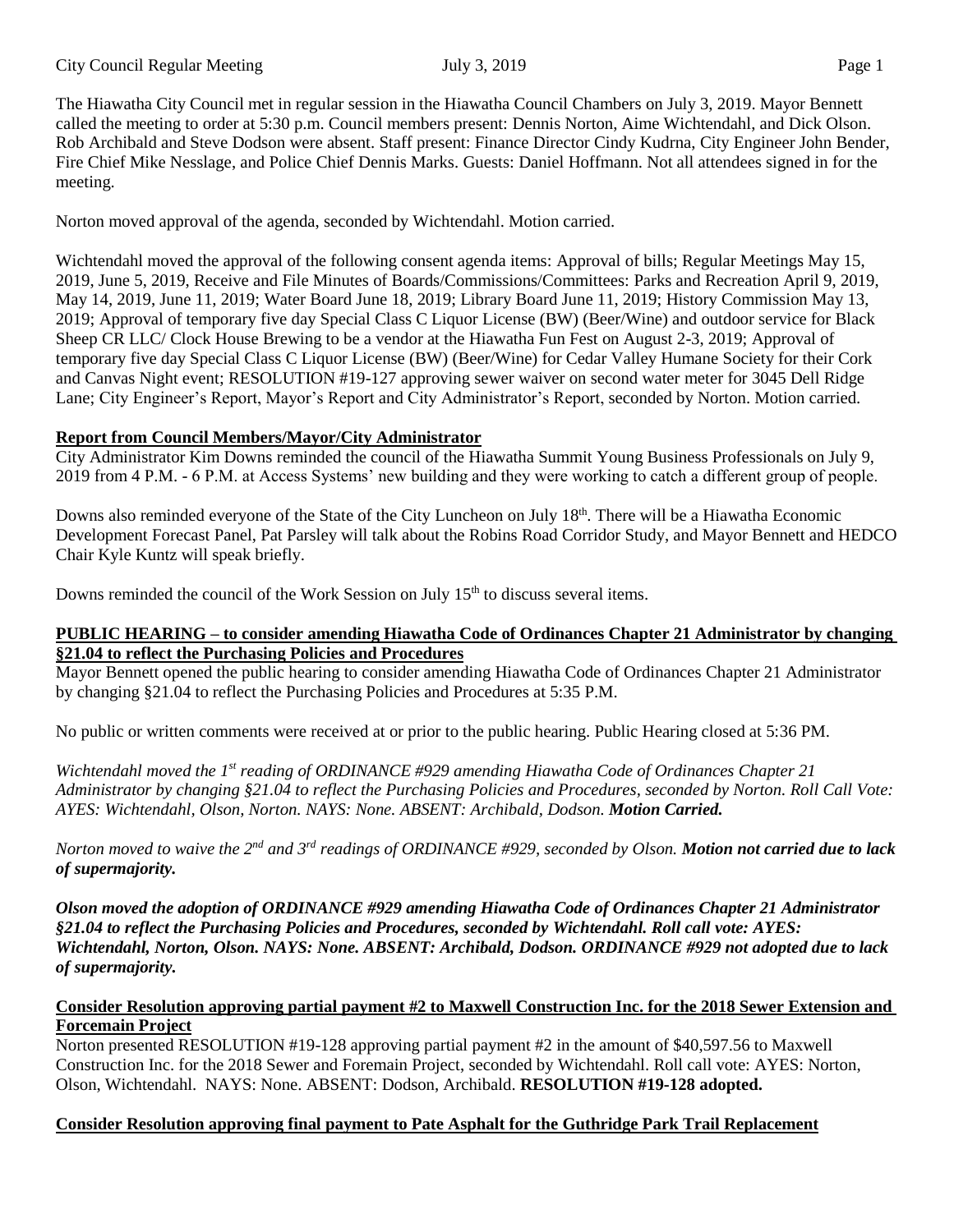The Hiawatha City Council met in regular session in the Hiawatha Council Chambers on July 3, 2019. Mayor Bennett called the meeting to order at 5:30 p.m. Council members present: Dennis Norton, Aime Wichtendahl, and Dick Olson. Rob Archibald and Steve Dodson were absent. Staff present: Finance Director Cindy Kudrna, City Engineer John Bender, Fire Chief Mike Nesslage, and Police Chief Dennis Marks. Guests: Daniel Hoffmann. Not all attendees signed in for the meeting.

Norton moved approval of the agenda, seconded by Wichtendahl. Motion carried.

Wichtendahl moved the approval of the following consent agenda items: Approval of bills; Regular Meetings May 15, 2019, June 5, 2019, Receive and File Minutes of Boards/Commissions/Committees: Parks and Recreation April 9, 2019, May 14, 2019, June 11, 2019; Water Board June 18, 2019; Library Board June 11, 2019; History Commission May 13, 2019; Approval of temporary five day Special Class C Liquor License (BW) (Beer/Wine) and outdoor service for Black Sheep CR LLC/ Clock House Brewing to be a vendor at the Hiawatha Fun Fest on August 2-3, 2019; Approval of temporary five day Special Class C Liquor License (BW) (Beer/Wine) for Cedar Valley Humane Society for their Cork and Canvas Night event; RESOLUTION #19-127 approving sewer waiver on second water meter for 3045 Dell Ridge Lane; City Engineer's Report, Mayor's Report and City Administrator's Report, seconded by Norton. Motion carried.

**Report from Council Members/Mayor/City Administrator**

City Administrator Kim Downs reminded the council of the Hiawatha Summit Young Business Professionals on July 9, 2019 from 4 P.M. - 6 P.M. at Access Systems' new building and they were working to catch a different group of people.

Downs also reminded everyone of the State of the City Luncheon on July 18th. There will be a Hiawatha Economic Development Forecast Panel, Pat Parsley will talk about the Robins Road Corridor Study, and Mayor Bennett and HEDCO Chair Kyle Kuntz will speak briefly.

Downs reminded the council of the Work Session on July 15th to discuss several items.

**PUBLIC HEARING – to consider amending Hiawatha Code of Ordinances Chapter 21 Administrator by changing §21.04 to reflect the Purchasing Policies and Procedures**

Mayor Bennett opened the public hearing to consider amending Hiawatha Code of Ordinances Chapter 21 Administrator by changing §21.04 to reflect the Purchasing Policies and Procedures at 5:35 P.M.

No public or written comments were received at or prior to the public hearing. Public Hearing closed at 5:36 PM.

*Wichtendahl moved the 1st reading of ORDINANCE #929 amending Hiawatha Code of Ordinances Chapter 21 Administrator by changing §21.04 to reflect the Purchasing Policies and Procedures, seconded by Norton. Roll Call Vote: AYES: Wichtendahl, Olson, Norton. NAYS: None. ABSENT: Archibald, Dodson.* ***Motion Carried.***

*Norton moved to waive the 2nd and 3rd readings of ORDINANCE #929, seconded by Olson.* ***Motion not carried due to lack of supermajority.***

***Olson moved the adoption of ORDINANCE #929 amending Hiawatha Code of Ordinances Chapter 21 Administrator §21.04 to reflect the Purchasing Policies and Procedures, seconded by Wichtendahl. Roll call vote: AYES: Wichtendahl, Norton, Olson. NAYS: None. ABSENT: Archibald, Dodson. ORDINANCE #929 not adopted due to lack of supermajority.***

**Consider Resolution approving partial payment #2 to Maxwell Construction Inc. for the 2018 Sewer Extension and Forcemain Project**

Norton presented RESOLUTION #19-128 approving partial payment #2 in the amount of $40,597.56 to Maxwell Construction Inc. for the 2018 Sewer and Foremain Project, seconded by Wichtendahl. Roll call vote: AYES: Norton, Olson, Wichtendahl. NAYS: None. ABSENT: Dodson, Archibald. **RESOLUTION #19-128 adopted.**

**Consider Resolution approving final payment to Pate Asphalt for the Guthridge Park Trail Replacement**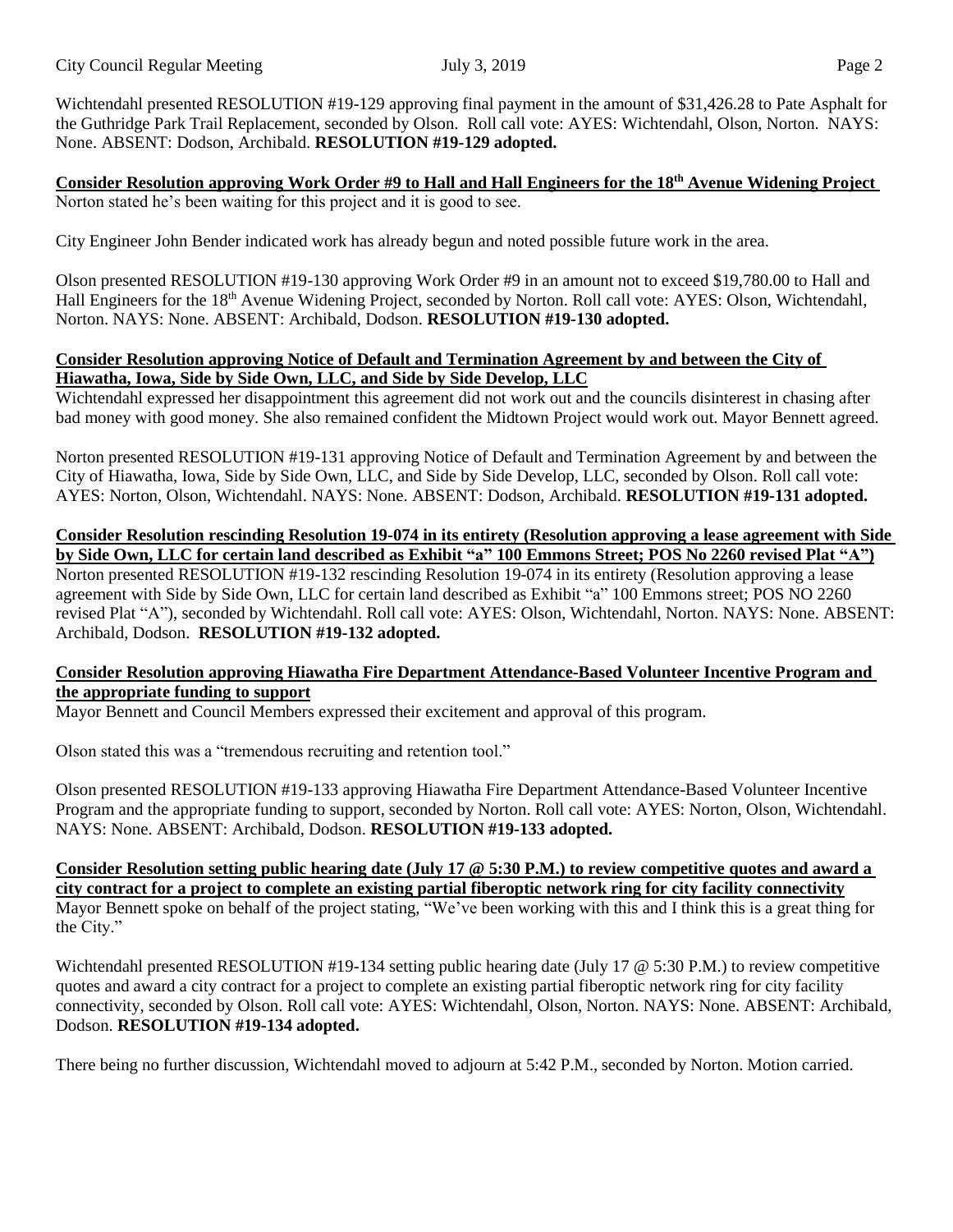Wichtendahl presented RESOLUTION #19-129 approving final payment in the amount of $31,426.28 to Pate Asphalt for the Guthridge Park Trail Replacement, seconded by Olson. Roll call vote: AYES: Wichtendahl, Olson, Norton. NAYS: None. ABSENT: Dodson, Archibald. **RESOLUTION #19-129 adopted.**

**Consider Resolution approving Work Order #9 to Hall and Hall Engineers for the 18th Avenue Widening Project**
Norton stated he's been waiting for this project and it is good to see.

City Engineer John Bender indicated work has already begun and noted possible future work in the area.

Olson presented RESOLUTION #19-130 approving Work Order #9 in an amount not to exceed $19,780.00 to Hall and Hall Engineers for the 18th Avenue Widening Project, seconded by Norton. Roll call vote: AYES: Olson, Wichtendahl, Norton. NAYS: None. ABSENT: Archibald, Dodson. **RESOLUTION #19-130 adopted.**

**Consider Resolution approving Notice of Default and Termination Agreement by and between the City of Hiawatha, Iowa, Side by Side Own, LLC, and Side by Side Develop, LLC**
Wichtendahl expressed her disappointment this agreement did not work out and the councils disinterest in chasing after bad money with good money. She also remained confident the Midtown Project would work out. Mayor Bennett agreed.

Norton presented RESOLUTION #19-131 approving Notice of Default and Termination Agreement by and between the City of Hiawatha, Iowa, Side by Side Own, LLC, and Side by Side Develop, LLC, seconded by Olson. Roll call vote: AYES: Norton, Olson, Wichtendahl. NAYS: None. ABSENT: Dodson, Archibald. **RESOLUTION #19-131 adopted.**

**Consider Resolution rescinding Resolution 19-074 in its entirety (Resolution approving a lease agreement with Side by Side Own, LLC for certain land described as Exhibit "a" 100 Emmons Street; POS No 2260 revised Plat "A")**
Norton presented RESOLUTION #19-132 rescinding Resolution 19-074 in its entirety (Resolution approving a lease agreement with Side by Side Own, LLC for certain land described as Exhibit "a" 100 Emmons street; POS NO 2260 revised Plat "A"), seconded by Wichtendahl. Roll call vote: AYES: Olson, Wichtendahl, Norton. NAYS: None. ABSENT: Archibald, Dodson. **RESOLUTION #19-132 adopted.**

**Consider Resolution approving Hiawatha Fire Department Attendance-Based Volunteer Incentive Program and the appropriate funding to support**
Mayor Bennett and Council Members expressed their excitement and approval of this program.

Olson stated this was a "tremendous recruiting and retention tool."

Olson presented RESOLUTION #19-133 approving Hiawatha Fire Department Attendance-Based Volunteer Incentive Program and the appropriate funding to support, seconded by Norton. Roll call vote: AYES: Norton, Olson, Wichtendahl. NAYS: None. ABSENT: Archibald, Dodson. **RESOLUTION #19-133 adopted.**

**Consider Resolution setting public hearing date (July 17 @ 5:30 P.M.) to review competitive quotes and award a city contract for a project to complete an existing partial fiberoptic network ring for city facility connectivity**
Mayor Bennett spoke on behalf of the project stating, "We've been working with this and I think this is a great thing for the City."

Wichtendahl presented RESOLUTION #19-134 setting public hearing date (July 17 @ 5:30 P.M.) to review competitive quotes and award a city contract for a project to complete an existing partial fiberoptic network ring for city facility connectivity, seconded by Olson. Roll call vote: AYES: Wichtendahl, Olson, Norton. NAYS: None. ABSENT: Archibald, Dodson. **RESOLUTION #19-134 adopted.**

There being no further discussion, Wichtendahl moved to adjourn at 5:42 P.M., seconded by Norton. Motion carried.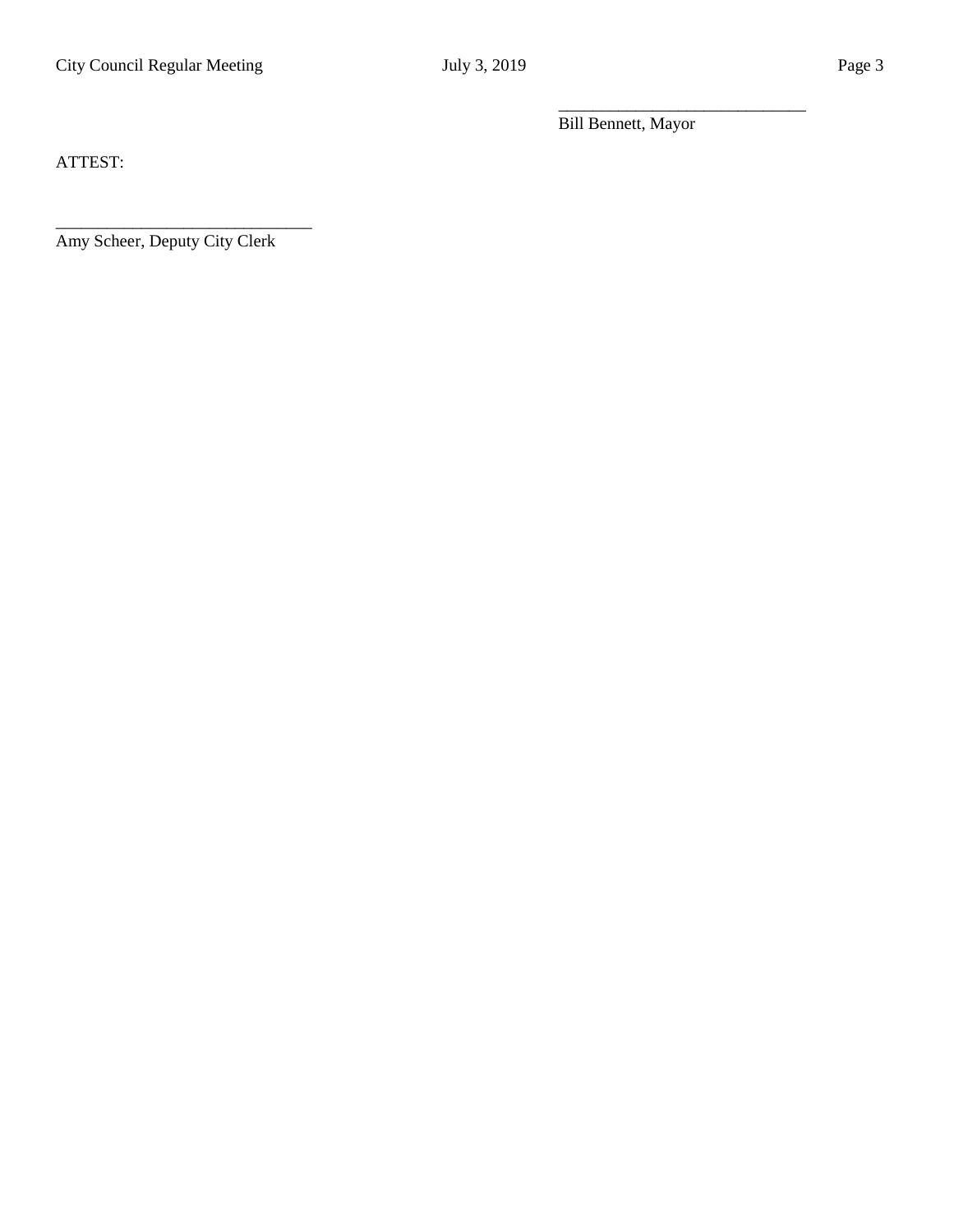\_\_\_\_\_\_\_\_\_\_\_\_\_\_\_\_\_\_\_\_\_\_\_\_\_\_\_\_\_\_

Bill Bennett, Mayor

ATTEST:

\_\_\_\_\_\_\_\_\_\_\_\_\_\_\_\_\_\_\_\_\_\_\_\_\_\_\_\_\_\_

Amy Scheer, Deputy City Clerk